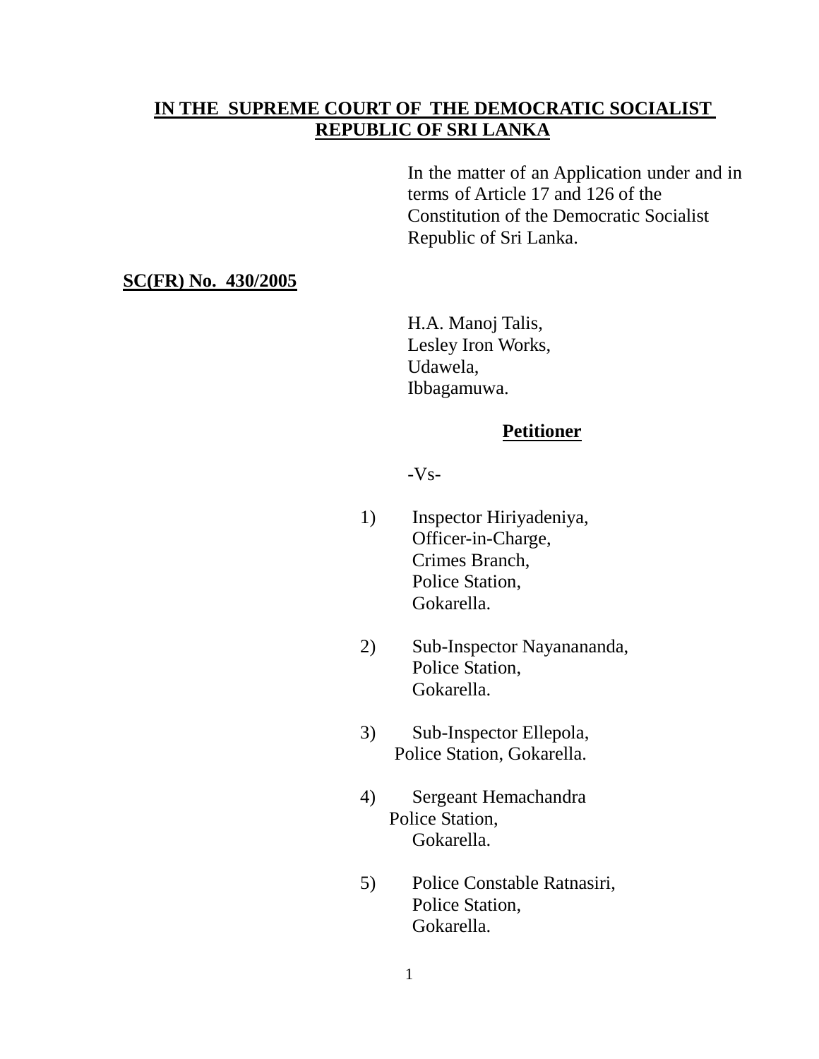**IN THE SUPREME COURT OF THE DEMOCRATIC SOCIALIST REPUBLIC OF SRI LANKA**

In the matter of an Application under and in terms of Article 17 and 126 of the Constitution of the Democratic Socialist Republic of Sri Lanka.

**SC(FR) No. 430/2005**

H.A. Manoj Talis,
Lesley Iron Works,
Udawela,
Ibbagamuwa.

**Petitioner**

-Vs-

1) Inspector Hiriyadeniya,
Officer-in-Charge,
Crimes Branch,
Police Station,
Gokarella.

2) Sub-Inspector Nayanananda,
Police Station,
Gokarella.

3) Sub-Inspector Ellepola,
Police Station, Gokarella.

4) Sergeant Hemachandra
Police Station,
Gokarella.

5) Police Constable Ratnasiri,
Police Station,
Gokarella.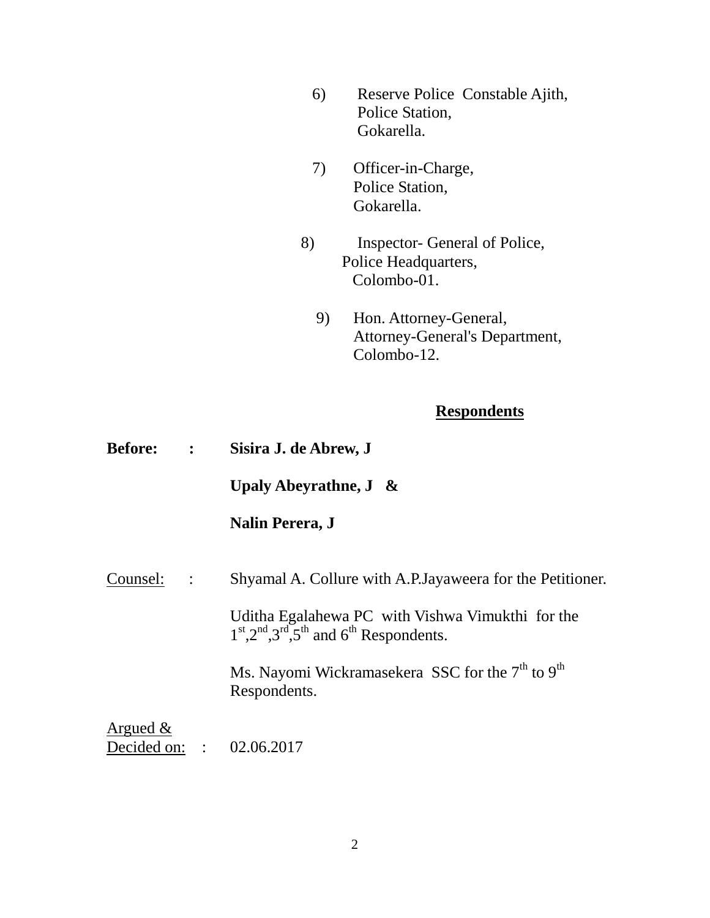6) Reserve Police Constable Ajith,
Police Station,
Gokarella.

7) Officer-in-Charge,
Police Station,
Gokarella.

8) Inspector- General of Police,
Police Headquarters,
Colombo-01.

9) Hon. Attorney-General,
Attorney-General's Department,
Colombo-12.

**Respondents**

**Before:** : **Sisira J. de Abrew, J**

**Upaly Abeyrathne, J &**

**Nalin Perera, J**

Counsel: : Shyamal A. Collure with A.P.Jayaweera for the Petitioner.

Uditha Egalahewa PC with Vishwa Vimukthi for the 1st,2nd,3rd,5th and 6th Respondents.

Ms. Nayomi Wickramasekera SSC for the 7th to 9th Respondents.

Argued &
Decided on: : 02.06.2017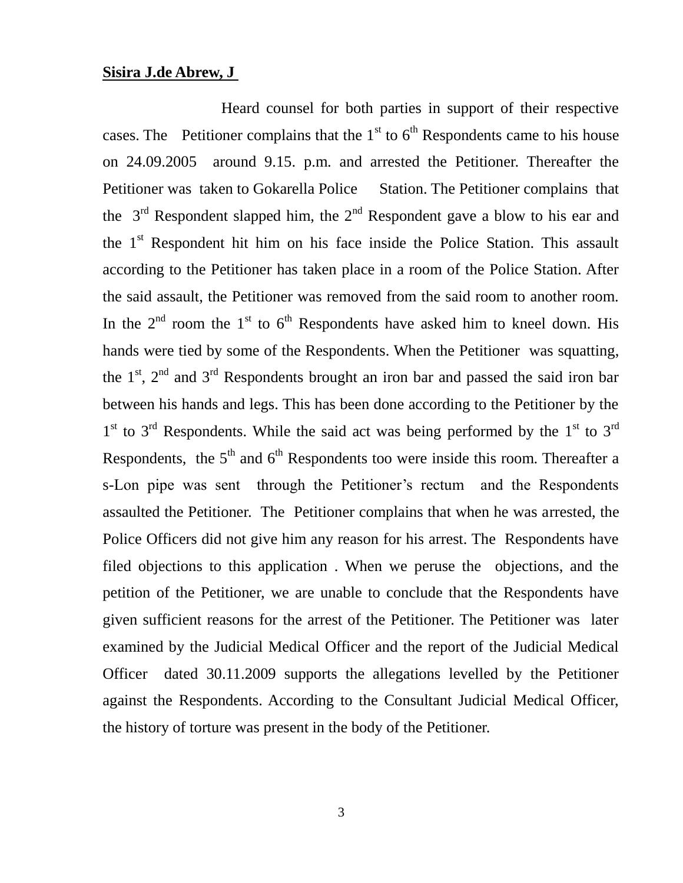**Sisira J.de Abrew, J**

Heard counsel for both parties in support of their respective cases. The Petitioner complains that the 1st to 6th Respondents came to his house on 24.09.2005 around 9.15. p.m. and arrested the Petitioner. Thereafter the Petitioner was taken to Gokarella Police Station. The Petitioner complains that the 3rd Respondent slapped him, the 2nd Respondent gave a blow to his ear and the 1st Respondent hit him on his face inside the Police Station. This assault according to the Petitioner has taken place in a room of the Police Station. After the said assault, the Petitioner was removed from the said room to another room. In the 2nd room the 1st to 6th Respondents have asked him to kneel down. His hands were tied by some of the Respondents. When the Petitioner was squatting, the 1st, 2nd and 3rd Respondents brought an iron bar and passed the said iron bar between his hands and legs. This has been done according to the Petitioner by the 1st to 3rd Respondents. While the said act was being performed by the 1st to 3rd Respondents, the 5th and 6th Respondents too were inside this room. Thereafter a s-Lon pipe was sent through the Petitioner's rectum and the Respondents assaulted the Petitioner. The Petitioner complains that when he was arrested, the Police Officers did not give him any reason for his arrest. The Respondents have filed objections to this application . When we peruse the objections, and the petition of the Petitioner, we are unable to conclude that the Respondents have given sufficient reasons for the arrest of the Petitioner. The Petitioner was later examined by the Judicial Medical Officer and the report of the Judicial Medical Officer dated 30.11.2009 supports the allegations levelled by the Petitioner against the Respondents. According to the Consultant Judicial Medical Officer, the history of torture was present in the body of the Petitioner.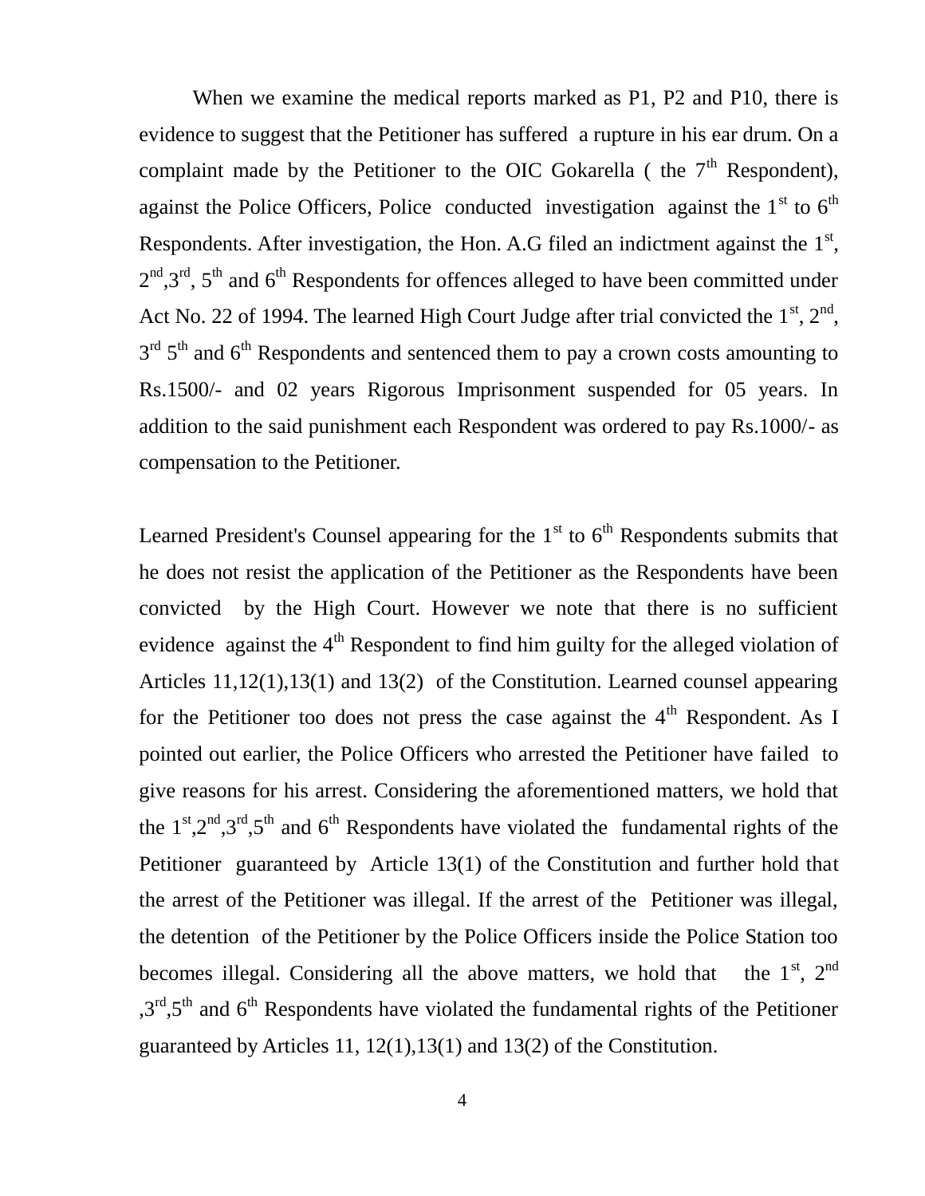When we examine the medical reports marked as P1, P2 and P10, there is evidence to suggest that the Petitioner has suffered a rupture in his ear drum. On a complaint made by the Petitioner to the OIC Gokarella ( the 7th Respondent), against the Police Officers, Police conducted investigation against the 1st to 6th Respondents. After investigation, the Hon. A.G filed an indictment against the 1st, 2nd,3rd, 5th and 6th Respondents for offences alleged to have been committed under Act No. 22 of 1994. The learned High Court Judge after trial convicted the 1st, 2nd, 3rd 5th and 6th Respondents and sentenced them to pay a crown costs amounting to Rs.1500/- and 02 years Rigorous Imprisonment suspended for 05 years. In addition to the said punishment each Respondent was ordered to pay Rs.1000/- as compensation to the Petitioner.

Learned President's Counsel appearing for the 1st to 6th Respondents submits that he does not resist the application of the Petitioner as the Respondents have been convicted by the High Court. However we note that there is no sufficient evidence against the 4th Respondent to find him guilty for the alleged violation of Articles 11,12(1),13(1) and 13(2) of the Constitution. Learned counsel appearing for the Petitioner too does not press the case against the 4th Respondent. As I pointed out earlier, the Police Officers who arrested the Petitioner have failed to give reasons for his arrest. Considering the aforementioned matters, we hold that the 1st,2nd,3rd,5th and 6th Respondents have violated the fundamental rights of the Petitioner guaranteed by Article 13(1) of the Constitution and further hold that the arrest of the Petitioner was illegal. If the arrest of the Petitioner was illegal, the detention of the Petitioner by the Police Officers inside the Police Station too becomes illegal. Considering all the above matters, we hold that the 1st, 2nd ,3rd,5th and 6th Respondents have violated the fundamental rights of the Petitioner guaranteed by Articles 11, 12(1),13(1) and 13(2) of the Constitution.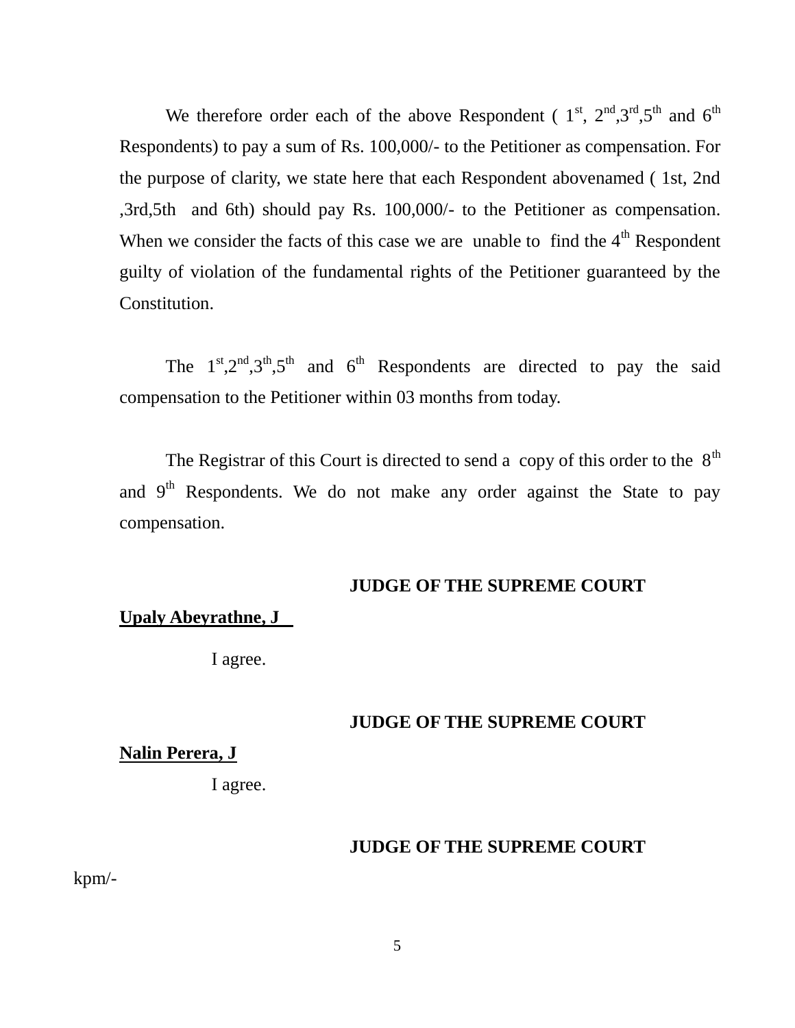We therefore order each of the above Respondent ( 1st, 2nd,3rd,5th and 6th Respondents) to pay a sum of Rs. 100,000/- to the Petitioner as compensation. For the purpose of clarity, we state here that each Respondent abovenamed ( 1st, 2nd ,3rd,5th and 6th) should pay Rs. 100,000/- to the Petitioner as compensation. When we consider the facts of this case we are unable to find the 4th Respondent guilty of violation of the fundamental rights of the Petitioner guaranteed by the Constitution.

The 1st,2nd,3th,5th and 6th Respondents are directed to pay the said compensation to the Petitioner within 03 months from today.

The Registrar of this Court is directed to send a copy of this order to the 8th and 9th Respondents. We do not make any order against the State to pay compensation.

**JUDGE OF THE SUPREME COURT**

**Upaly Abeyrathne, J**

I agree.

**JUDGE OF THE SUPREME COURT**

**Nalin Perera, J**

I agree.

**JUDGE OF THE SUPREME COURT**

kpm/-